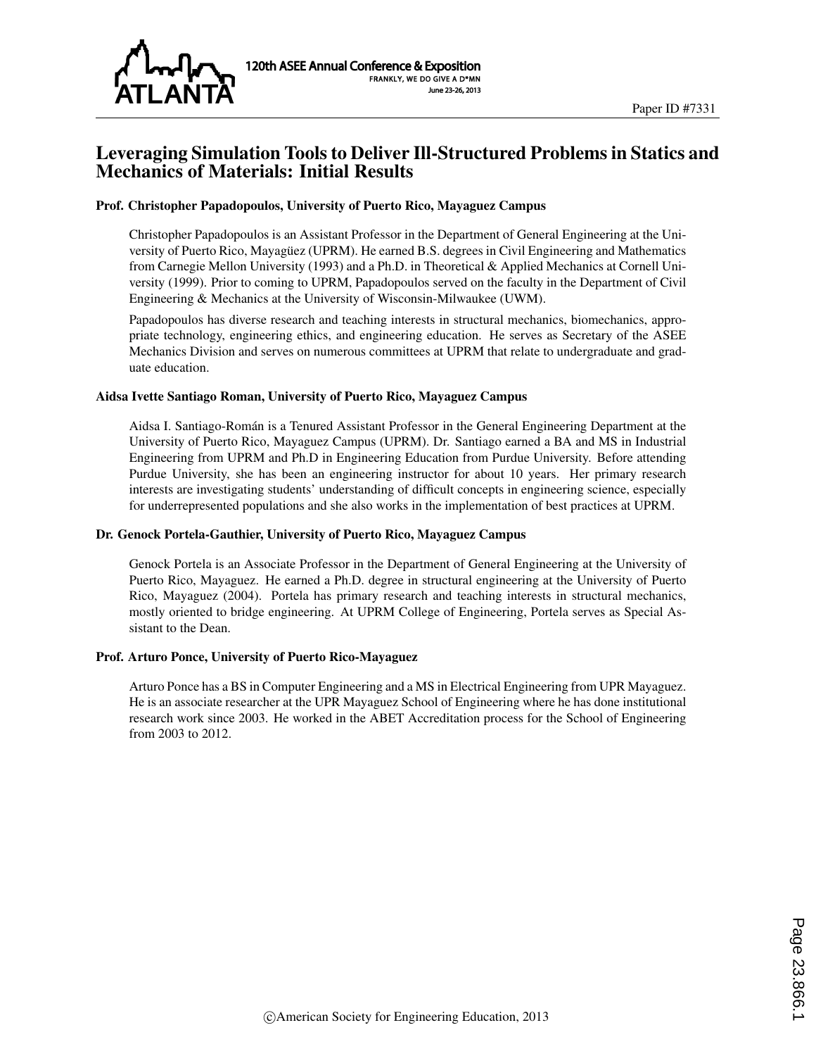Paper ID #7331

# Leveraging Simulation Tools to Deliver Ill-Structured Problems in Statics and Mechanics of Materials: Initial Results

### Prof. Christopher Papadopoulos, University of Puerto Rico, Mayaguez Campus

Christopher Papadopoulos is an Assistant Professor in the Department of General Engineering at the University of Puerto Rico, Mayagüez (UPRM). He earned B.S. degrees in Civil Engineering and Mathematics from Carnegie Mellon University (1993) and a Ph.D. in Theoretical & Applied Mechanics at Cornell University (1999). Prior to coming to UPRM, Papadopoulos served on the faculty in the Department of Civil Engineering & Mechanics at the University of Wisconsin-Milwaukee (UWM).

Papadopoulos has diverse research and teaching interests in structural mechanics, biomechanics, appropriate technology, engineering ethics, and engineering education. He serves as Secretary of the ASEE Mechanics Division and serves on numerous committees at UPRM that relate to undergraduate and graduate education.

### Aidsa Ivette Santiago Roman, University of Puerto Rico, Mayaguez Campus

Aidsa I. Santiago-Román is a Tenured Assistant Professor in the General Engineering Department at the University of Puerto Rico, Mayaguez Campus (UPRM). Dr. Santiago earned a BA and MS in Industrial Engineering from UPRM and Ph.D in Engineering Education from Purdue University. Before attending Purdue University, she has been an engineering instructor for about 10 years. Her primary research interests are investigating students' understanding of difficult concepts in engineering science, especially for underrepresented populations and she also works in the implementation of best practices at UPRM.

### Dr. Genock Portela-Gauthier, University of Puerto Rico, Mayaguez Campus

Genock Portela is an Associate Professor in the Department of General Engineering at the University of Puerto Rico, Mayaguez. He earned a Ph.D. degree in structural engineering at the University of Puerto Rico, Mayaguez (2004). Portela has primary research and teaching interests in structural mechanics, mostly oriented to bridge engineering. At UPRM College of Engineering, Portela serves as Special Assistant to the Dean.

### Prof. Arturo Ponce, University of Puerto Rico-Mayaguez

Arturo Ponce has a BS in Computer Engineering and a MS in Electrical Engineering from UPR Mayaguez. He is an associate researcher at the UPR Mayaguez School of Engineering where he has done institutional research work since 2003. He worked in the ABET Accreditation process for the School of Engineering from 2003 to 2012.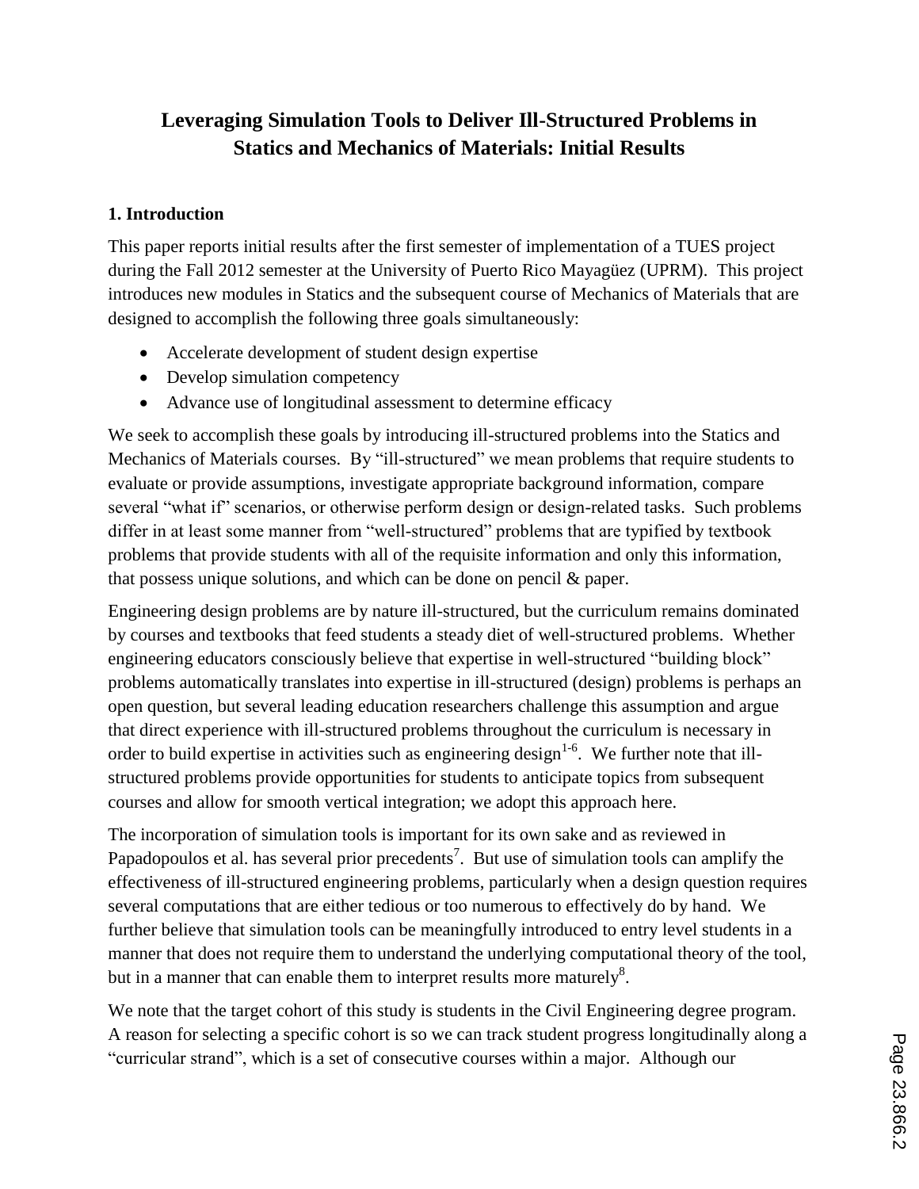# Leveraging Simulation Tools to Deliver Ill-Structured Problems in Statics and Mechanics of Materials: Initial Results

## 1. Introduction

This paper reports initial results after the first semester of implementation of a TUES project during the Fall 2012 semester at the University of Puerto Rico Mayagüez (UPRM). This project introduces new modules in Statics and the subsequent course of Mechanics of Materials that are designed to accomplish the following three goals simultaneously:

- Accelerate development of student design expertise
- Develop simulation competency
- Advance use of longitudinal assessment to determine efficacy

We seek to accomplish these goals by introducing ill-structured problems into the Statics and Mechanics of Materials courses. By "ill-structured" we mean problems that require students to evaluate or provide assumptions, investigate appropriate background information, compare several "what if" scenarios, or otherwise perform design or design-related tasks. Such problems differ in at least some manner from "well-structured" problems that are typified by textbook problems that provide students with all of the requisite information and only this information, that possess unique solutions, and which can be done on pencil & paper.

Engineering design problems are by nature ill-structured, but the curriculum remains dominated by courses and textbooks that feed students a steady diet of well-structured problems. Whether engineering educators consciously believe that expertise in well-structured "building block" problems automatically translates into expertise in ill-structured (design) problems is perhaps an open question, but several leading education researchers challenge this assumption and argue that direct experience with ill-structured problems throughout the curriculum is necessary in order to build expertise in activities such as engineering design[1-6]. We further note that ill-structured problems provide opportunities for students to anticipate topics from subsequent courses and allow for smooth vertical integration; we adopt this approach here.

The incorporation of simulation tools is important for its own sake and as reviewed in Papadopoulos et al. has several prior precedents[7]. But use of simulation tools can amplify the effectiveness of ill-structured engineering problems, particularly when a design question requires several computations that are either tedious or too numerous to effectively do by hand. We further believe that simulation tools can be meaningfully introduced to entry level students in a manner that does not require them to understand the underlying computational theory of the tool, but in a manner that can enable them to interpret results more maturely[8].

We note that the target cohort of this study is students in the Civil Engineering degree program. A reason for selecting a specific cohort is so we can track student progress longitudinally along a "curricular strand", which is a set of consecutive courses within a major. Although our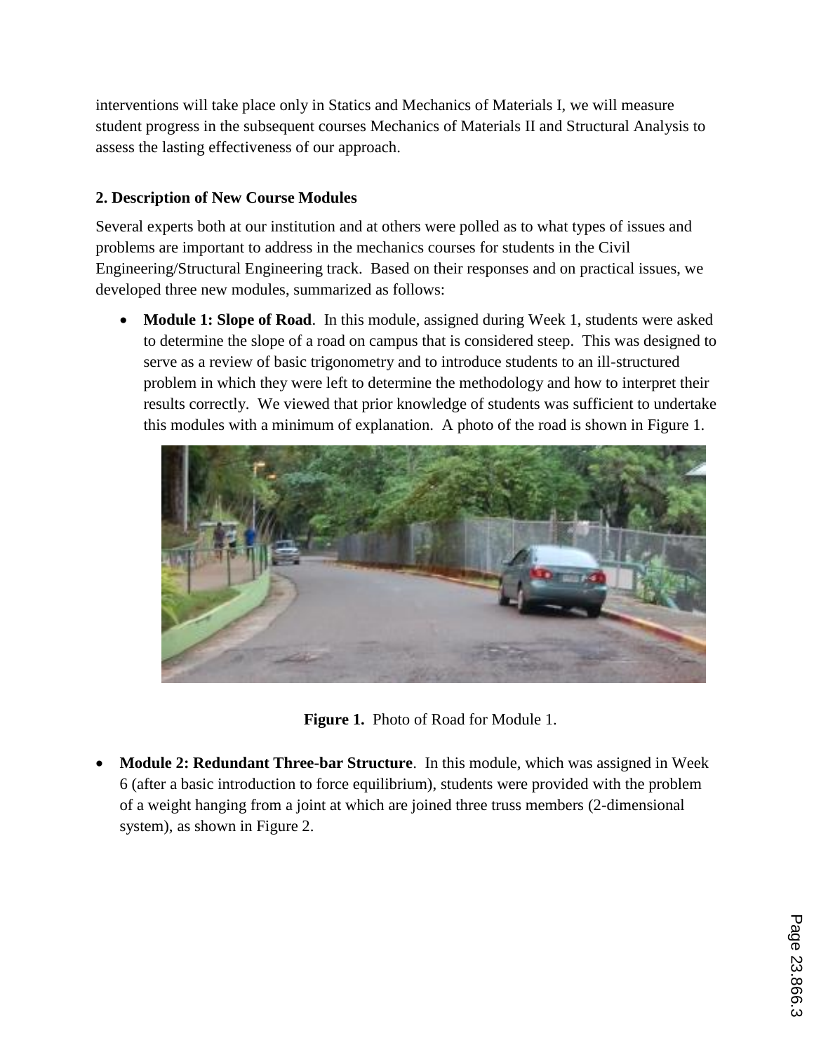interventions will take place only in Statics and Mechanics of Materials I, we will measure student progress in the subsequent courses Mechanics of Materials II and Structural Analysis to assess the lasting effectiveness of our approach.

## 2. Description of New Course Modules

Several experts both at our institution and at others were polled as to what types of issues and problems are important to address in the mechanics courses for students in the Civil Engineering/Structural Engineering track. Based on their responses and on practical issues, we developed three new modules, summarized as follows:

- **Module 1: Slope of Road**. In this module, assigned during Week 1, students were asked to determine the slope of a road on campus that is considered steep. This was designed to serve as a review of basic trigonometry and to introduce students to an ill-structured problem in which they were left to determine the methodology and how to interpret their results correctly. We viewed that prior knowledge of students was sufficient to undertake this modules with a minimum of explanation. A photo of the road is shown in Figure 1.

**Figure 1.** Photo of Road for Module 1.

- **Module 2: Redundant Three-bar Structure**. In this module, which was assigned in Week 6 (after a basic introduction to force equilibrium), students were provided with the problem of a weight hanging from a joint at which are joined three truss members (2-dimensional system), as shown in Figure 2.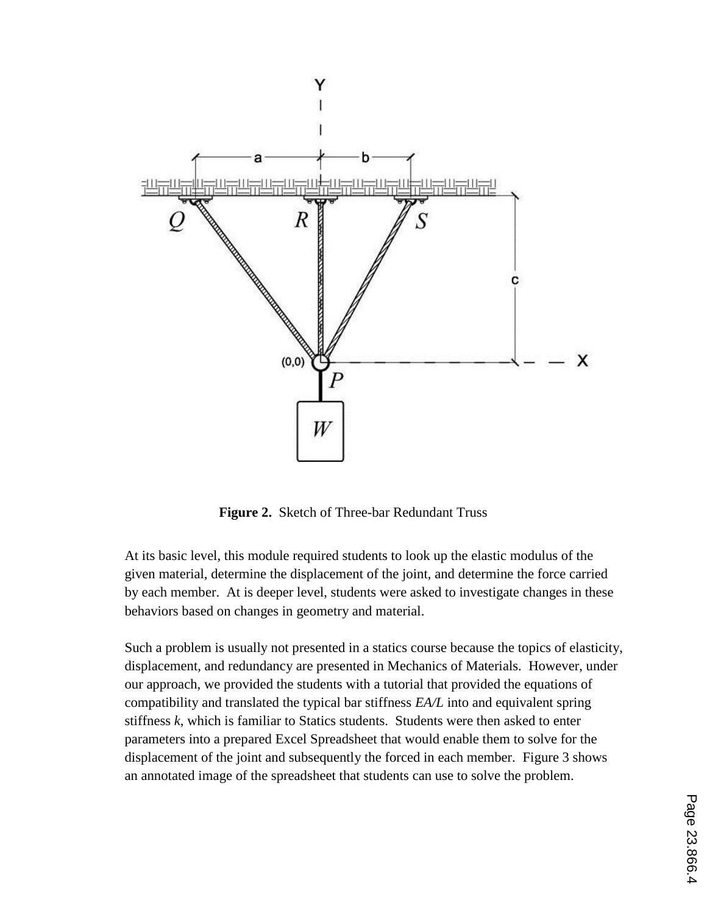**Figure 2.** Sketch of Three-bar Redundant Truss

At its basic level, this module required students to look up the elastic modulus of the given material, determine the displacement of the joint, and determine the force carried by each member. At is deeper level, students were asked to investigate changes in these behaviors based on changes in geometry and material.

Such a problem is usually not presented in a statics course because the topics of elasticity, displacement, and redundancy are presented in Mechanics of Materials. However, under our approach, we provided the students with a tutorial that provided the equations of compatibility and translated the typical bar stiffness *EA/L* into and equivalent spring stiffness *k*, which is familiar to Statics students. Students were then asked to enter parameters into a prepared Excel Spreadsheet that would enable them to solve for the displacement of the joint and subsequently the forced in each member. Figure 3 shows an annotated image of the spreadsheet that students can use to solve the problem.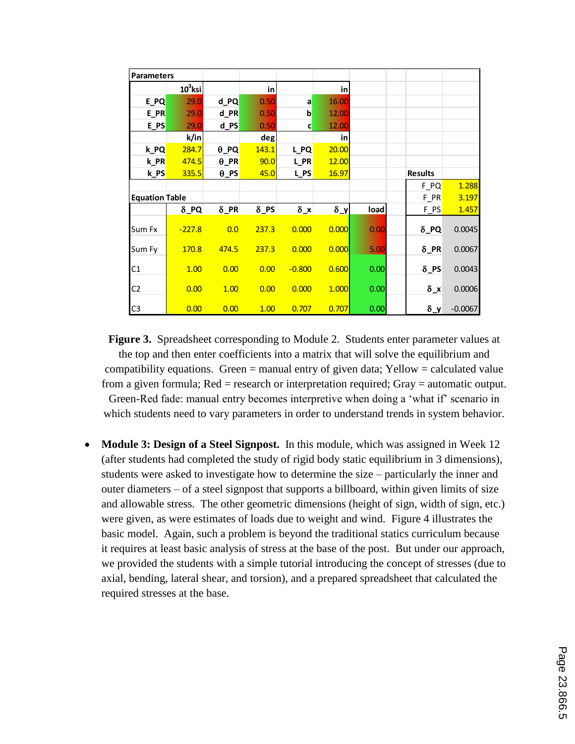| Parameters | | | | | | | | | |
|---|---|---|---|---|---|---|---|---|---|
| | $10^3$ksi | | in | | in | | | | |
| E_PQ | 29.0 | d_PQ | 0.50 | a | 16.00 | | | | |
| E_PR | 29.0 | d_PR | 0.50 | b | 12.00 | | | | |
| E_PS | 29.0 | d_PS | 0.50 | c | 12.00 | | | | |
| | k/in | | deg | | in | | | | |
| k_PQ | 284.7 | θ_PQ | 143.1 | L_PQ | 20.00 | | | | |
| k_PR | 474.5 | θ_PR | 90.0 | L_PR | 12.00 | | | | |
| k_PS | 335.5 | θ_PS | 45.0 | L_PS | 16.97 | | | Results | |
| | | | | | | | | F_PQ | 1.288 |
| Equation Table | | | | | | | | F_PR | 3.197 |
| | δ_PQ | δ_PR | δ_PS | δ_x | δ_y | load | | F_PS | 1.457 |
| Sum Fx | -227.8 | 0.0 | 237.3 | 0.000 | 0.000 | 0.00 | | δ_PQ | 0.0045 |
| Sum Fy | 170.8 | 474.5 | 237.3 | 0.000 | 0.000 | 5.00 | | δ_PR | 0.0067 |
| C1 | 1.00 | 0.00 | 0.00 | -0.800 | 0.600 | 0.00 | | δ_PS | 0.0043 |
| C2 | 0.00 | 1.00 | 0.00 | 0.000 | 1.000 | 0.00 | | δ_x | 0.0006 |
| C3 | 0.00 | 0.00 | 1.00 | 0.707 | 0.707 | 0.00 | | δ_y | -0.0067 |

**Figure 3.** Spreadsheet corresponding to Module 2. Students enter parameter values at the top and then enter coefficients into a matrix that will solve the equilibrium and compatibility equations. Green = manual entry of given data; Yellow = calculated value from a given formula; Red = research or interpretation required; Gray = automatic output. Green-Red fade: manual entry becomes interpretive when doing a 'what if' scenario in which students need to vary parameters in order to understand trends in system behavior.

- **Module 3: Design of a Steel Signpost.** In this module, which was assigned in Week 12 (after students had completed the study of rigid body static equilibrium in 3 dimensions), students were asked to investigate how to determine the size – particularly the inner and outer diameters – of a steel signpost that supports a billboard, within given limits of size and allowable stress. The other geometric dimensions (height of sign, width of sign, etc.) were given, as were estimates of loads due to weight and wind. Figure 4 illustrates the basic model. Again, such a problem is beyond the traditional statics curriculum because it requires at least basic analysis of stress at the base of the post. But under our approach, we provided the students with a simple tutorial introducing the concept of stresses (due to axial, bending, lateral shear, and torsion), and a prepared spreadsheet that calculated the required stresses at the base.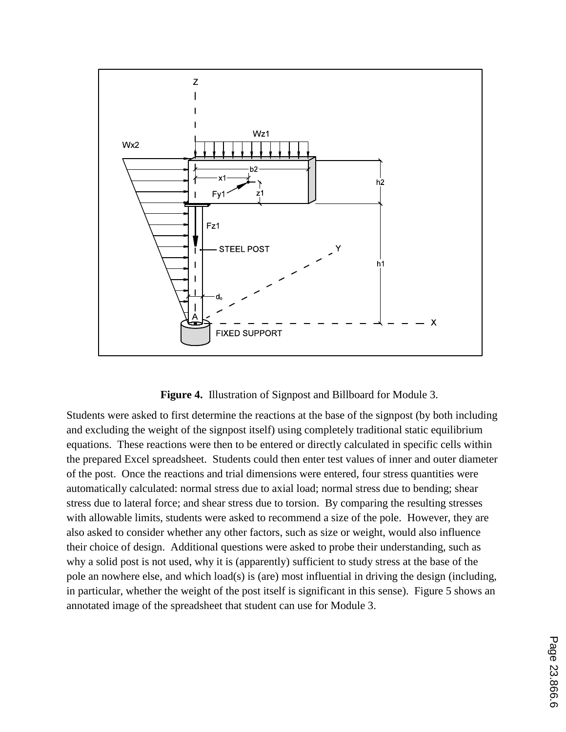**Figure 4.** Illustration of Signpost and Billboard for Module 3.

Students were asked to first determine the reactions at the base of the signpost (by both including and excluding the weight of the signpost itself) using completely traditional static equilibrium equations. These reactions were then to be entered or directly calculated in specific cells within the prepared Excel spreadsheet. Students could then enter test values of inner and outer diameter of the post. Once the reactions and trial dimensions were entered, four stress quantities were automatically calculated: normal stress due to axial load; normal stress due to bending; shear stress due to lateral force; and shear stress due to torsion. By comparing the resulting stresses with allowable limits, students were asked to recommend a size of the pole. However, they are also asked to consider whether any other factors, such as size or weight, would also influence their choice of design. Additional questions were asked to probe their understanding, such as why a solid post is not used, why it is (apparently) sufficient to study stress at the base of the pole an nowhere else, and which load(s) is (are) most influential in driving the design (including, in particular, whether the weight of the post itself is significant in this sense). Figure 5 shows an annotated image of the spreadsheet that student can use for Module 3.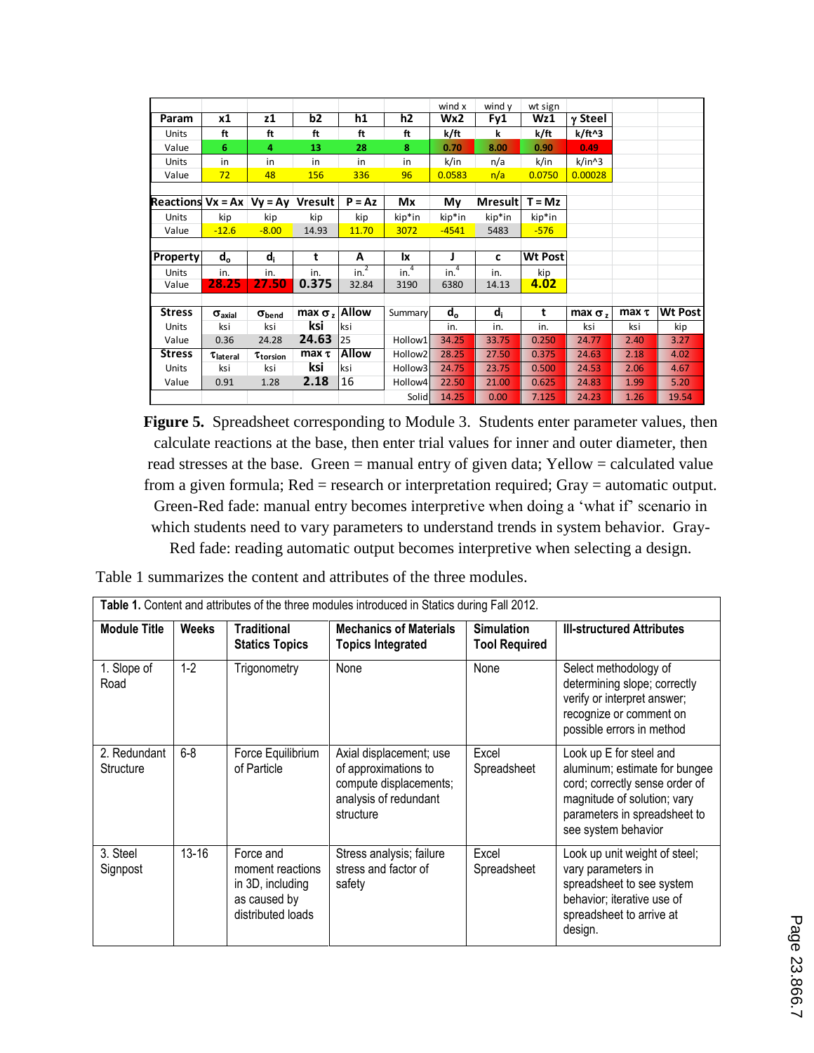| | | | | | | wind x | wind y | wt sign | | | |
|---|---|---|---|---|---|---|---|---|---|---|---|
| **Param** | **x1** | **z1** | **b2** | **h1** | **h2** | **Wx2** | **Fy1** | **Wz1** | **γ Steel** | | |
| Units | ft | ft | ft | ft | ft | k/ft | k | k/ft | k/ft^3 | | |
| Value | 6 | 4 | 13 | 28 | 8 | 0.70 | 8.00 | 0.90 | 0.49 | | |
| Units | in | in | in | in | in | k/in | n/a | k/in | k/in^3 | | |
| Value | 72 | 48 | 156 | 336 | 96 | 0.0583 | n/a | 0.0750 | 0.00028 | | |
| | | | | | | | | | | | |
| **Reactions** | **Vx = Ax** | **Vy = Ay** | **Vresult** | **P = Az** | **Mx** | **My** | **Mresult** | **T = Mz** | | | |
| Units | kip | kip | kip | kip | kip*in | kip*in | kip*in | kip*in | | | |
| Value | -12.6 | -8.00 | 14.93 | 11.70 | 3072 | -4541 | 5483 | -576 | | | |
| | | | | | | | | | | | |
| **Property** | $d_o$ | $d_i$ | **t** | **A** | **Ix** | **J** | **c** | **Wt Post** | | | |
| Units | in. | in. | in. | in.$^2$ | in.$^4$ | in.$^4$ | in. | kip | | | |
| Value | **28.25** | **27.50** | **0.375** | 32.84 | 3190 | 6380 | 14.13 | **4.02** | | | |
| | | | | | | | | | | | |
| **Stress** | $\sigma_{axial}$ | $\sigma_{bend}$ | **max $\sigma_z$** | **Allow** | Summary | $d_o$ | $d_i$ | **t** | **max $\sigma_z$** | **max τ** | **Wt Post** |
| Units | ksi | ksi | **ksi** | ksi | | in. | in. | in. | ksi | ksi | kip |
| Value | 0.36 | 24.28 | **24.63** | 25 | Hollow1 | 34.25 | 33.75 | 0.250 | 24.77 | 2.40 | 3.27 |
| **Stress** | $\tau_{lateral}$ | $\tau_{torsion}$ | **max τ** | **Allow** | Hollow2 | 28.25 | 27.50 | 0.375 | 24.63 | 2.18 | 4.02 |
| Units | ksi | ksi | **ksi** | ksi | Hollow3 | 24.75 | 23.75 | 0.500 | 24.53 | 2.06 | 4.67 |
| Value | 0.91 | 1.28 | **2.18** | 16 | Hollow4 | 22.50 | 21.00 | 0.625 | 24.83 | 1.99 | 5.20 |
| | | | | | Solid | 14.25 | 0.00 | 7.125 | 24.23 | 1.26 | 19.54 |

**Figure 5.** Spreadsheet corresponding to Module 3. Students enter parameter values, then calculate reactions at the base, then enter trial values for inner and outer diameter, then read stresses at the base. Green = manual entry of given data; Yellow = calculated value from a given formula; Red = research or interpretation required; Gray = automatic output. Green-Red fade: manual entry becomes interpretive when doing a 'what if' scenario in which students need to vary parameters to understand trends in system behavior. Gray-Red fade: reading automatic output becomes interpretive when selecting a design.

Table 1 summarizes the content and attributes of the three modules.

**Table 1.** Content and attributes of the three modules introduced in Statics during Fall 2012.

| Module Title | Weeks | Traditional Statics Topics | Mechanics of Materials Topics Integrated | Simulation Tool Required | Ill-structured Attributes |
|---|---|---|---|---|---|
| 1. Slope of Road | 1-2 | Trigonometry | None | None | Select methodology of determining slope; correctly verify or interpret answer; recognize or comment on possible errors in method |
| 2. Redundant Structure | 6-8 | Force Equilibrium of Particle | Axial displacement; use of approximations to compute displacements; analysis of redundant structure | Excel Spreadsheet | Look up E for steel and aluminum; estimate for bungee cord; correctly sense order of magnitude of solution; vary parameters in spreadsheet to see system behavior |
| 3. Steel Signpost | 13-16 | Force and moment reactions in 3D, including as caused by distributed loads | Stress analysis; failure stress and factor of safety | Excel Spreadsheet | Look up unit weight of steel; vary parameters in spreadsheet to see system behavior; iterative use of spreadsheet to arrive at design. |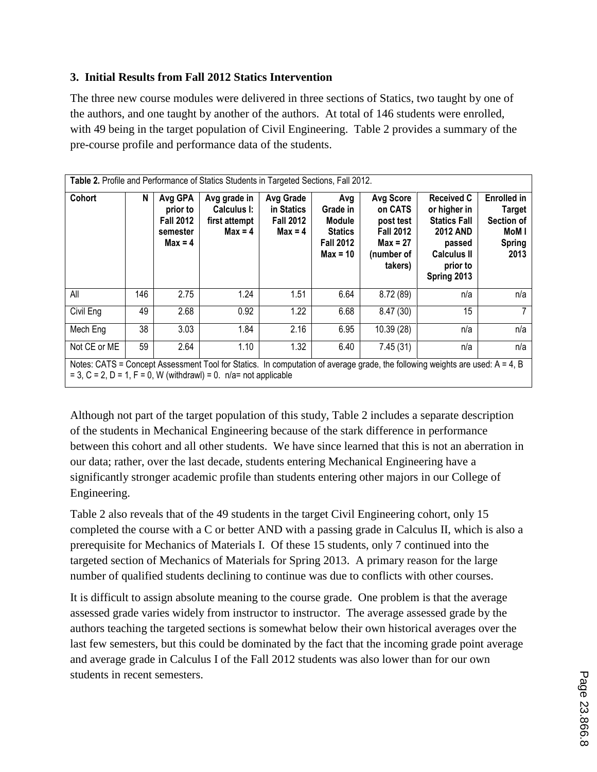### 3. Initial Results from Fall 2012 Statics Intervention

The three new course modules were delivered in three sections of Statics, two taught by one of the authors, and one taught by another of the authors. At total of 146 students were enrolled, with 49 being in the target population of Civil Engineering. Table 2 provides a summary of the pre-course profile and performance data of the students.

**Table 2.** Profile and Performance of Statics Students in Targeted Sections, Fall 2012.

| Cohort | N | Avg GPA prior to Fall 2012 semester Max = 4 | Avg grade in Calculus I: first attempt Max = 4 | Avg Grade in Statics Fall 2012 Max = 4 | Avg Grade in Module Statics Fall 2012 Max = 10 | Avg Score on CATS post test Fall 2012 Max = 27 (number of takers) | Received C or higher in Statics Fall 2012 AND passed Calculus II prior to Spring 2013 | Enrolled in Target Section of MoM I Spring 2013 |
|---|---|---|---|---|---|---|---|---|
| All | 146 | 2.75 | 1.24 | 1.51 | 6.64 | 8.72 (89) | n/a | n/a |
| Civil Eng | 49 | 2.68 | 0.92 | 1.22 | 6.68 | 8.47 (30) | 15 | 7 |
| Mech Eng | 38 | 3.03 | 1.84 | 2.16 | 6.95 | 10.39 (28) | n/a | n/a |
| Not CE or ME | 59 | 2.64 | 1.10 | 1.32 | 6.40 | 7.45 (31) | n/a | n/a |

Notes: CATS = Concept Assessment Tool for Statics. In computation of average grade, the following weights are used: A = 4, B = 3, C = 2, D = 1, F = 0, W (withdrawl) = 0. n/a= not applicable

Although not part of the target population of this study, Table 2 includes a separate description of the students in Mechanical Engineering because of the stark difference in performance between this cohort and all other students. We have since learned that this is not an aberration in our data; rather, over the last decade, students entering Mechanical Engineering have a significantly stronger academic profile than students entering other majors in our College of Engineering.

Table 2 also reveals that of the 49 students in the target Civil Engineering cohort, only 15 completed the course with a C or better AND with a passing grade in Calculus II, which is also a prerequisite for Mechanics of Materials I. Of these 15 students, only 7 continued into the targeted section of Mechanics of Materials for Spring 2013. A primary reason for the large number of qualified students declining to continue was due to conflicts with other courses.

It is difficult to assign absolute meaning to the course grade. One problem is that the average assessed grade varies widely from instructor to instructor. The average assessed grade by the authors teaching the targeted sections is somewhat below their own historical averages over the last few semesters, but this could be dominated by the fact that the incoming grade point average and average grade in Calculus I of the Fall 2012 students was also lower than for our own students in recent semesters.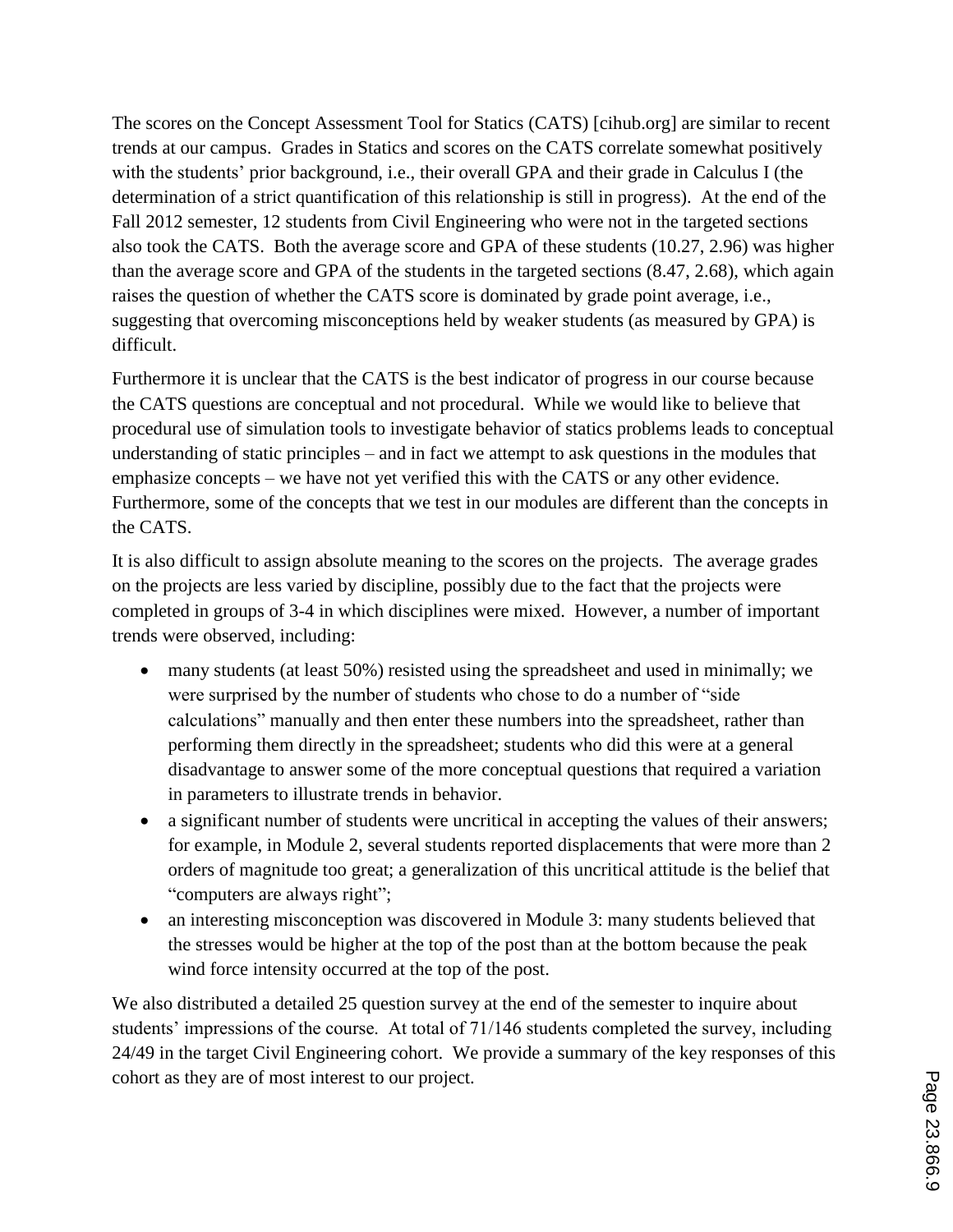The scores on the Concept Assessment Tool for Statics (CATS) [cihub.org] are similar to recent trends at our campus. Grades in Statics and scores on the CATS correlate somewhat positively with the students' prior background, i.e., their overall GPA and their grade in Calculus I (the determination of a strict quantification of this relationship is still in progress). At the end of the Fall 2012 semester, 12 students from Civil Engineering who were not in the targeted sections also took the CATS. Both the average score and GPA of these students (10.27, 2.96) was higher than the average score and GPA of the students in the targeted sections (8.47, 2.68), which again raises the question of whether the CATS score is dominated by grade point average, i.e., suggesting that overcoming misconceptions held by weaker students (as measured by GPA) is difficult.

Furthermore it is unclear that the CATS is the best indicator of progress in our course because the CATS questions are conceptual and not procedural. While we would like to believe that procedural use of simulation tools to investigate behavior of statics problems leads to conceptual understanding of static principles – and in fact we attempt to ask questions in the modules that emphasize concepts – we have not yet verified this with the CATS or any other evidence. Furthermore, some of the concepts that we test in our modules are different than the concepts in the CATS.

It is also difficult to assign absolute meaning to the scores on the projects. The average grades on the projects are less varied by discipline, possibly due to the fact that the projects were completed in groups of 3-4 in which disciplines were mixed. However, a number of important trends were observed, including:

- many students (at least 50%) resisted using the spreadsheet and used in minimally; we were surprised by the number of students who chose to do a number of "side calculations" manually and then enter these numbers into the spreadsheet, rather than performing them directly in the spreadsheet; students who did this were at a general disadvantage to answer some of the more conceptual questions that required a variation in parameters to illustrate trends in behavior.
- a significant number of students were uncritical in accepting the values of their answers; for example, in Module 2, several students reported displacements that were more than 2 orders of magnitude too great; a generalization of this uncritical attitude is the belief that "computers are always right";
- an interesting misconception was discovered in Module 3: many students believed that the stresses would be higher at the top of the post than at the bottom because the peak wind force intensity occurred at the top of the post.

We also distributed a detailed 25 question survey at the end of the semester to inquire about students' impressions of the course. At total of 71/146 students completed the survey, including 24/49 in the target Civil Engineering cohort. We provide a summary of the key responses of this cohort as they are of most interest to our project.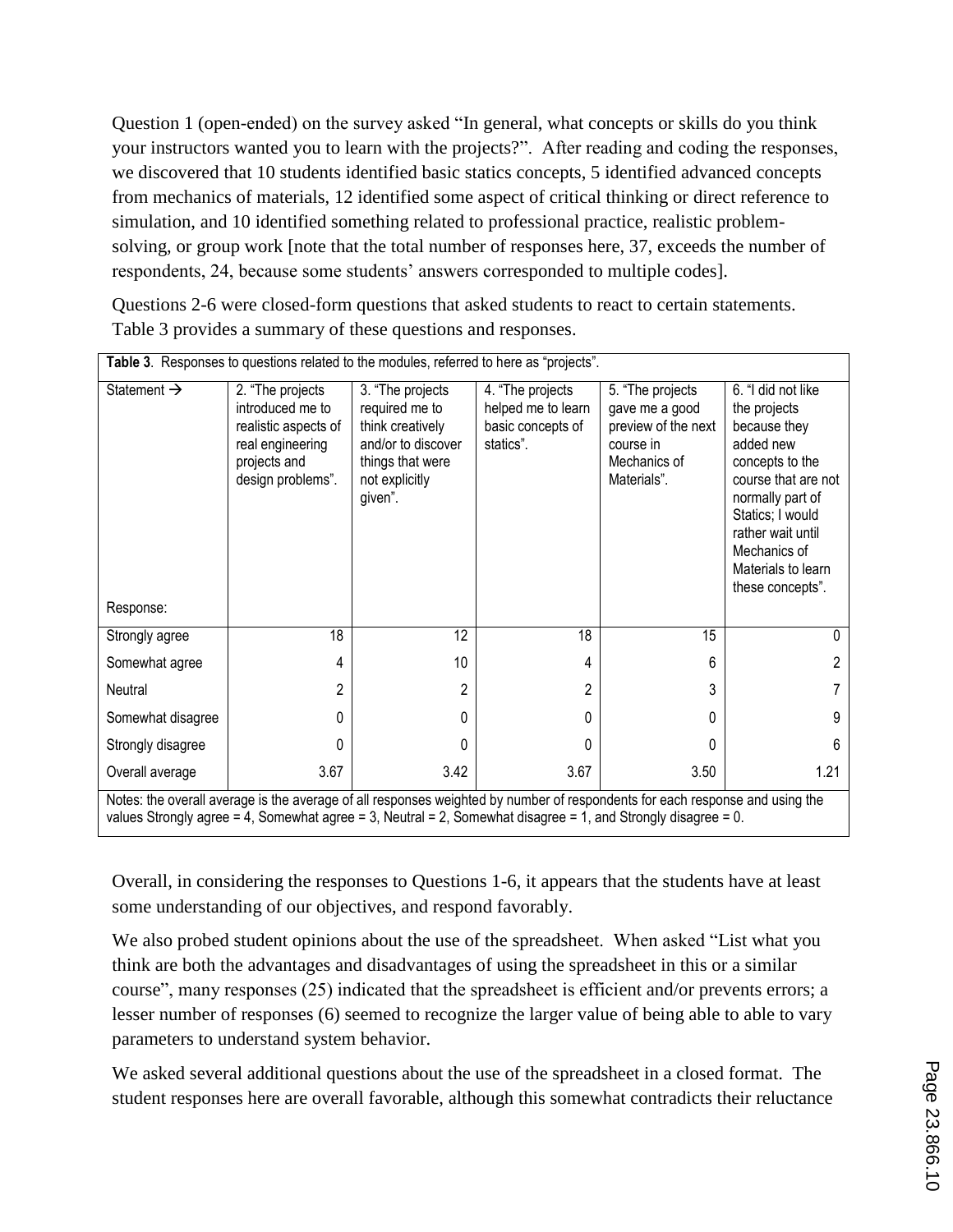Question 1 (open-ended) on the survey asked "In general, what concepts or skills do you think your instructors wanted you to learn with the projects?". After reading and coding the responses, we discovered that 10 students identified basic statics concepts, 5 identified advanced concepts from mechanics of materials, 12 identified some aspect of critical thinking or direct reference to simulation, and 10 identified something related to professional practice, realistic problem-solving, or group work [note that the total number of responses here, 37, exceeds the number of respondents, 24, because some students' answers corresponded to multiple codes].

Questions 2-6 were closed-form questions that asked students to react to certain statements. Table 3 provides a summary of these questions and responses.

**Table 3**. Responses to questions related to the modules, referred to here as "projects".

| Statement → <br><br> Response: | 2. "The projects introduced me to realistic aspects of real engineering projects and design problems". | 3. "The projects required me to think creatively and/or to discover things that were not explicitly given". | 4. "The projects helped me to learn basic concepts of statics". | 5. "The projects gave me a good preview of the next course in Mechanics of Materials". | 6. "I did not like the projects because they added new concepts to the course that are not normally part of Statics; I would rather wait until Mechanics of Materials to learn these concepts". |
|---|---|---|---|---|---|
| Strongly agree | 18 | 12 | 18 | 15 | 0 |
| Somewhat agree | 4 | 10 | 4 | 6 | 2 |
| Neutral | 2 | 2 | 2 | 3 | 7 |
| Somewhat disagree | 0 | 0 | 0 | 0 | 9 |
| Strongly disagree | 0 | 0 | 0 | 0 | 6 |
| Overall average | 3.67 | 3.42 | 3.67 | 3.50 | 1.21 |

Notes: the overall average is the average of all responses weighted by number of respondents for each response and using the values Strongly agree = 4, Somewhat agree = 3, Neutral = 2, Somewhat disagree = 1, and Strongly disagree = 0.

Overall, in considering the responses to Questions 1-6, it appears that the students have at least some understanding of our objectives, and respond favorably.

We also probed student opinions about the use of the spreadsheet. When asked "List what you think are both the advantages and disadvantages of using the spreadsheet in this or a similar course", many responses (25) indicated that the spreadsheet is efficient and/or prevents errors; a lesser number of responses (6) seemed to recognize the larger value of being able to able to vary parameters to understand system behavior.

We asked several additional questions about the use of the spreadsheet in a closed format. The student responses here are overall favorable, although this somewhat contradicts their reluctance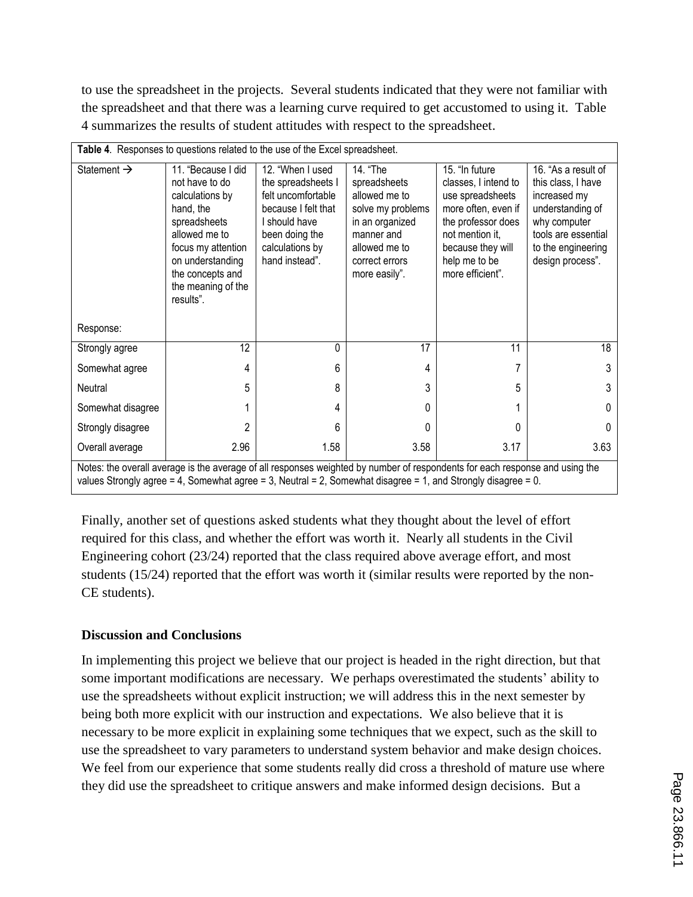to use the spreadsheet in the projects. Several students indicated that they were not familiar with the spreadsheet and that there was a learning curve required to get accustomed to using it. Table 4 summarizes the results of student attitudes with respect to the spreadsheet.

**Table 4**. Responses to questions related to the use of the Excel spreadsheet.

| Statement → / Response: | 11. "Because I did not have to do calculations by hand, the spreadsheets allowed me to focus my attention on understanding the concepts and the meaning of the results". | 12. "When I used the spreadsheets I felt uncomfortable because I felt that I should have been doing the calculations by hand instead". | 14. "The spreadsheets allowed me to solve my problems in an organized manner and allowed me to correct errors more easily". | 15. "In future classes, I intend to use spreadsheets more often, even if the professor does not mention it, because they will help me to be more efficient". | 16. "As a result of this class, I have increased my understanding of why computer tools are essential to the engineering design process". |
|---|---|---|---|---|---|
| Strongly agree | 12 | 0 | 17 | 11 | 18 |
| Somewhat agree | 4 | 6 | 4 | 7 | 3 |
| Neutral | 5 | 8 | 3 | 5 | 3 |
| Somewhat disagree | 1 | 4 | 0 | 1 | 0 |
| Strongly disagree | 2 | 6 | 0 | 0 | 0 |
| Overall average | 2.96 | 1.58 | 3.58 | 3.17 | 3.63 |

Notes: the overall average is the average of all responses weighted by number of respondents for each response and using the values Strongly agree = 4, Somewhat agree = 3, Neutral = 2, Somewhat disagree = 1, and Strongly disagree = 0.

Finally, another set of questions asked students what they thought about the level of effort required for this class, and whether the effort was worth it. Nearly all students in the Civil Engineering cohort (23/24) reported that the class required above average effort, and most students (15/24) reported that the effort was worth it (similar results were reported by the non-CE students).

## Discussion and Conclusions

In implementing this project we believe that our project is headed in the right direction, but that some important modifications are necessary. We perhaps overestimated the students' ability to use the spreadsheets without explicit instruction; we will address this in the next semester by being both more explicit with our instruction and expectations. We also believe that it is necessary to be more explicit in explaining some techniques that we expect, such as the skill to use the spreadsheet to vary parameters to understand system behavior and make design choices. We feel from our experience that some students really did cross a threshold of mature use where they did use the spreadsheet to critique answers and make informed design decisions. But a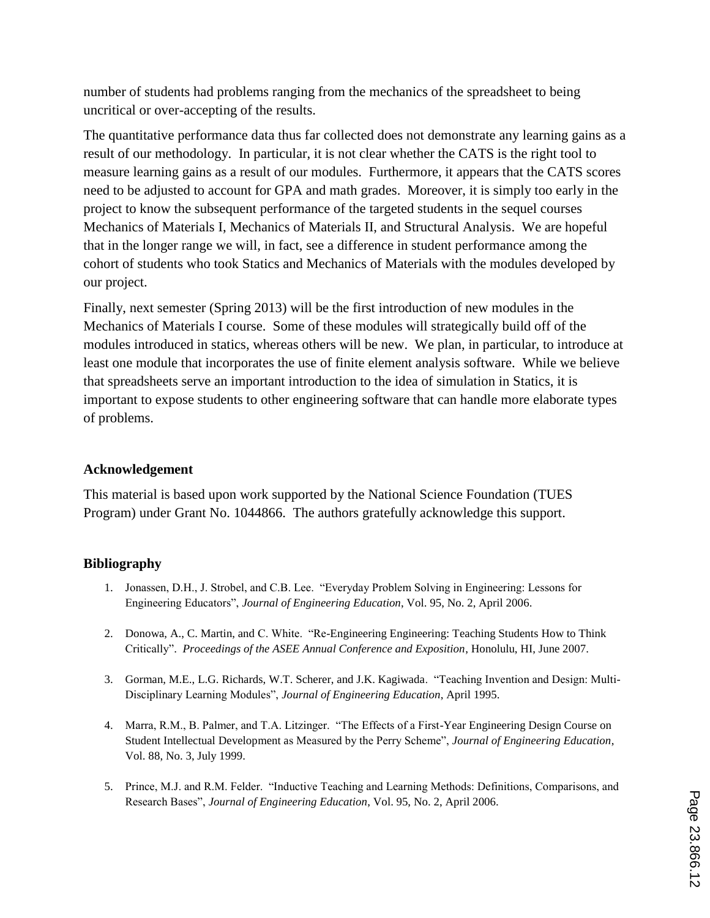number of students had problems ranging from the mechanics of the spreadsheet to being uncritical or over-accepting of the results.

The quantitative performance data thus far collected does not demonstrate any learning gains as a result of our methodology. In particular, it is not clear whether the CATS is the right tool to measure learning gains as a result of our modules. Furthermore, it appears that the CATS scores need to be adjusted to account for GPA and math grades. Moreover, it is simply too early in the project to know the subsequent performance of the targeted students in the sequel courses Mechanics of Materials I, Mechanics of Materials II, and Structural Analysis. We are hopeful that in the longer range we will, in fact, see a difference in student performance among the cohort of students who took Statics and Mechanics of Materials with the modules developed by our project.

Finally, next semester (Spring 2013) will be the first introduction of new modules in the Mechanics of Materials I course. Some of these modules will strategically build off of the modules introduced in statics, whereas others will be new. We plan, in particular, to introduce at least one module that incorporates the use of finite element analysis software. While we believe that spreadsheets serve an important introduction to the idea of simulation in Statics, it is important to expose students to other engineering software that can handle more elaborate types of problems.

## Acknowledgement

This material is based upon work supported by the National Science Foundation (TUES Program) under Grant No. 1044866. The authors gratefully acknowledge this support.

## Bibliography

1. Jonassen, D.H., J. Strobel, and C.B. Lee. "Everyday Problem Solving in Engineering: Lessons for Engineering Educators", *Journal of Engineering Education*, Vol. 95, No. 2, April 2006.

2. Donowa, A., C. Martin, and C. White. "Re-Engineering Engineering: Teaching Students How to Think Critically". *Proceedings of the ASEE Annual Conference and Exposition*, Honolulu, HI, June 2007.

3. Gorman, M.E., L.G. Richards, W.T. Scherer, and J.K. Kagiwada. "Teaching Invention and Design: Multi-Disciplinary Learning Modules", *Journal of Engineering Education*, April 1995.

4. Marra, R.M., B. Palmer, and T.A. Litzinger. "The Effects of a First-Year Engineering Design Course on Student Intellectual Development as Measured by the Perry Scheme", *Journal of Engineering Education*, Vol. 88, No. 3, July 1999.

5. Prince, M.J. and R.M. Felder. "Inductive Teaching and Learning Methods: Definitions, Comparisons, and Research Bases", *Journal of Engineering Education*, Vol. 95, No. 2, April 2006.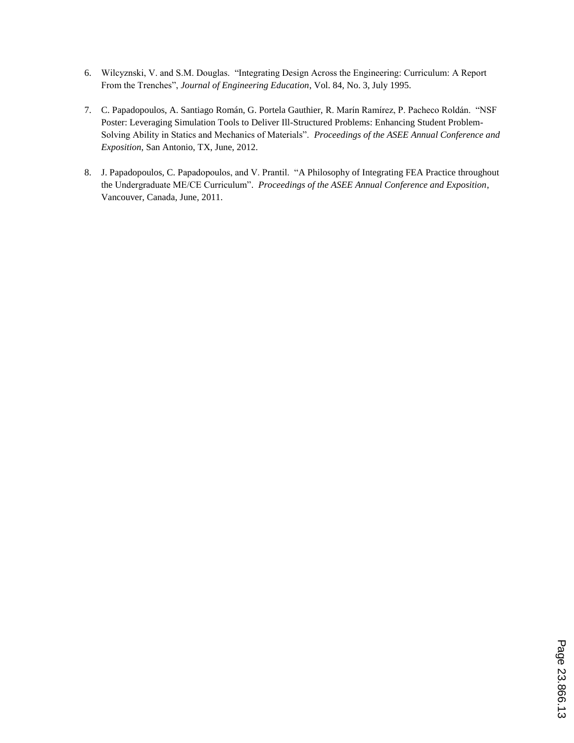6. Wilcyznski, V. and S.M. Douglas. "Integrating Design Across the Engineering: Curriculum: A Report From the Trenches", *Journal of Engineering Education*, Vol. 84, No. 3, July 1995.

7. C. Papadopoulos, A. Santiago Román, G. Portela Gauthier, R. Marín Ramírez, P. Pacheco Roldán. "NSF Poster: Leveraging Simulation Tools to Deliver Ill-Structured Problems: Enhancing Student Problem-Solving Ability in Statics and Mechanics of Materials". *Proceedings of the ASEE Annual Conference and Exposition*, San Antonio, TX, June, 2012.

8. J. Papadopoulos, C. Papadopoulos, and V. Prantil. "A Philosophy of Integrating FEA Practice throughout the Undergraduate ME/CE Curriculum". *Proceedings of the ASEE Annual Conference and Exposition*, Vancouver, Canada, June, 2011.